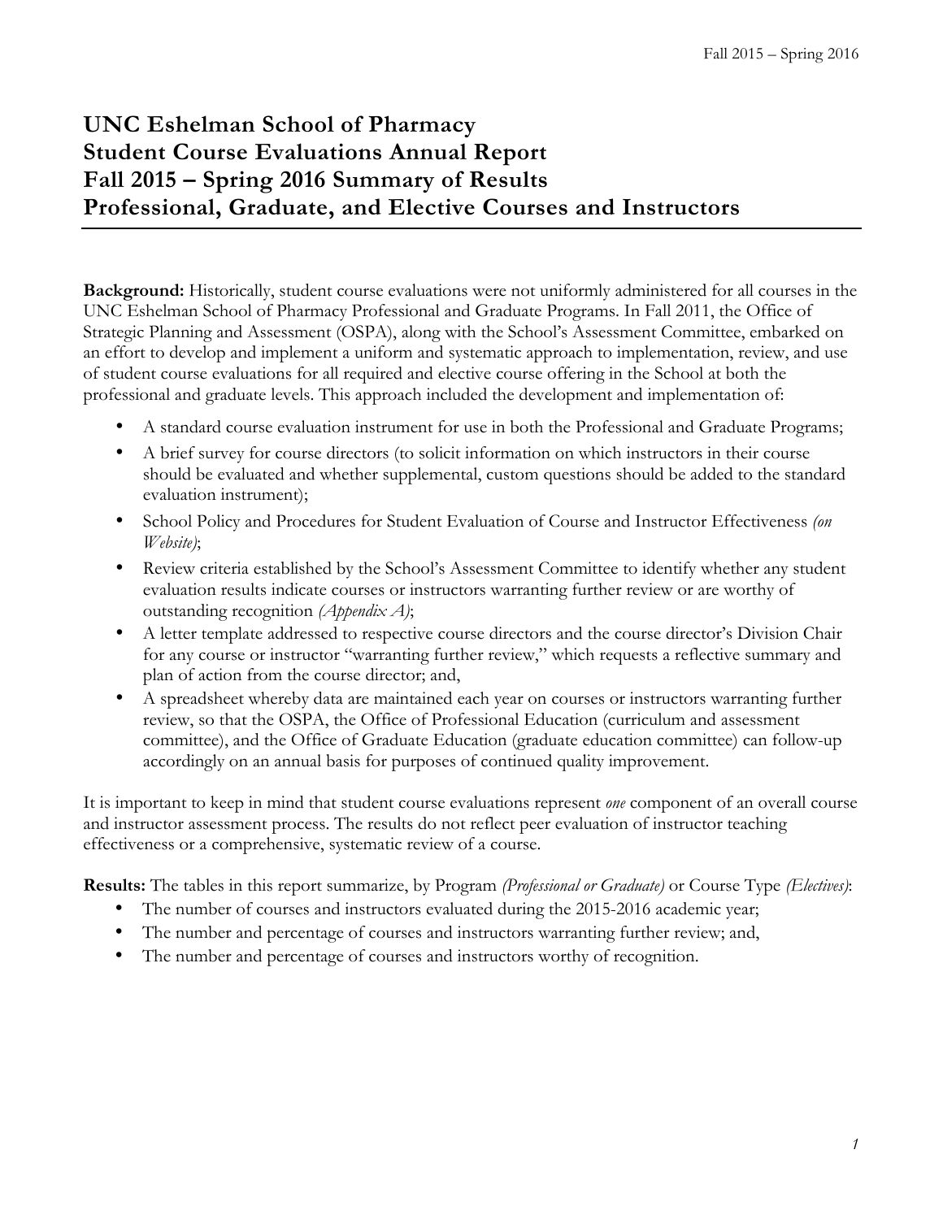# UNC Eshelman School of Pharmacy
# Student Course Evaluations Annual Report
# Fall 2015 – Spring 2016 Summary of Results
# Professional, Graduate, and Elective Courses and Instructors

**Background:** Historically, student course evaluations were not uniformly administered for all courses in the UNC Eshelman School of Pharmacy Professional and Graduate Programs. In Fall 2011, the Office of Strategic Planning and Assessment (OSPA), along with the School's Assessment Committee, embarked on an effort to develop and implement a uniform and systematic approach to implementation, review, and use of student course evaluations for all required and elective course offering in the School at both the professional and graduate levels. This approach included the development and implementation of:

- A standard course evaluation instrument for use in both the Professional and Graduate Programs;
- A brief survey for course directors (to solicit information on which instructors in their course should be evaluated and whether supplemental, custom questions should be added to the standard evaluation instrument);
- School Policy and Procedures for Student Evaluation of Course and Instructor Effectiveness *(on Website)*;
- Review criteria established by the School's Assessment Committee to identify whether any student evaluation results indicate courses or instructors warranting further review or are worthy of outstanding recognition *(Appendix A)*;
- A letter template addressed to respective course directors and the course director's Division Chair for any course or instructor "warranting further review," which requests a reflective summary and plan of action from the course director; and,
- A spreadsheet whereby data are maintained each year on courses or instructors warranting further review, so that the OSPA, the Office of Professional Education (curriculum and assessment committee), and the Office of Graduate Education (graduate education committee) can follow-up accordingly on an annual basis for purposes of continued quality improvement.

It is important to keep in mind that student course evaluations represent *one* component of an overall course and instructor assessment process. The results do not reflect peer evaluation of instructor teaching effectiveness or a comprehensive, systematic review of a course.

**Results:** The tables in this report summarize, by Program *(Professional or Graduate)* or Course Type *(Electives)*:

- The number of courses and instructors evaluated during the 2015-2016 academic year;
- The number and percentage of courses and instructors warranting further review; and,
- The number and percentage of courses and instructors worthy of recognition.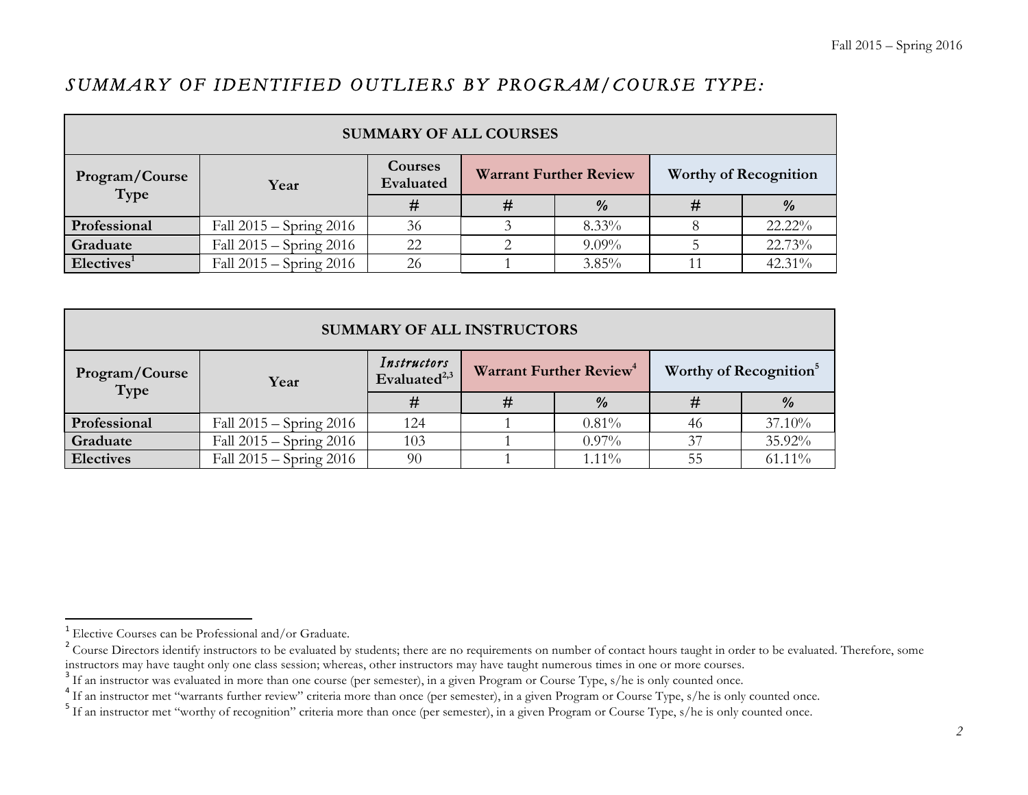## *SUMMARY OF IDENTIFIED OUTLIERS BY PROGRAM/COURSE TYPE:*

| SUMMARY OF ALL COURSES | | | | | | |
|---|---|---|---|---|---|---|
| **Program/Course Type** | **Year** | **Courses Evaluated** | **Warrant Further Review** | | **Worthy of Recognition** | |
| | | **#** | **#** | **%** | **#** | **%** |
| **Professional** | Fall 2015 – Spring 2016 | 36 | 3 | 8.33% | 8 | 22.22% |
| **Graduate** | Fall 2015 – Spring 2016 | 22 | 2 | 9.09% | 5 | 22.73% |
| **Electives**[1] | Fall 2015 – Spring 2016 | 26 | 1 | 3.85% | 11 | 42.31% |

| SUMMARY OF ALL INSTRUCTORS | | | | | | |
|---|---|---|---|---|---|---|
| **Program/Course Type** | **Year** | ***Instructors* Evaluated**[2,3] | **Warrant Further Review**[4] | | **Worthy of Recognition**[5] | |
| | | **#** | **#** | **%** | **#** | **%** |
| **Professional** | Fall 2015 – Spring 2016 | 124 | 1 | 0.81% | 46 | 37.10% |
| **Graduate** | Fall 2015 – Spring 2016 | 103 | 1 | 0.97% | 37 | 35.92% |
| **Electives** | Fall 2015 – Spring 2016 | 90 | 1 | 1.11% | 55 | 61.11% |

---

[1] Elective Courses can be Professional and/or Graduate.

[2] Course Directors identify instructors to be evaluated by students; there are no requirements on number of contact hours taught in order to be evaluated. Therefore, some instructors may have taught only one class session; whereas, other instructors may have taught numerous times in one or more courses.

[3] If an instructor was evaluated in more than one course (per semester), in a given Program or Course Type, s/he is only counted once.

[4] If an instructor met "warrants further review" criteria more than once (per semester), in a given Program or Course Type, s/he is only counted once.

[5] If an instructor met "worthy of recognition" criteria more than once (per semester), in a given Program or Course Type, s/he is only counted once.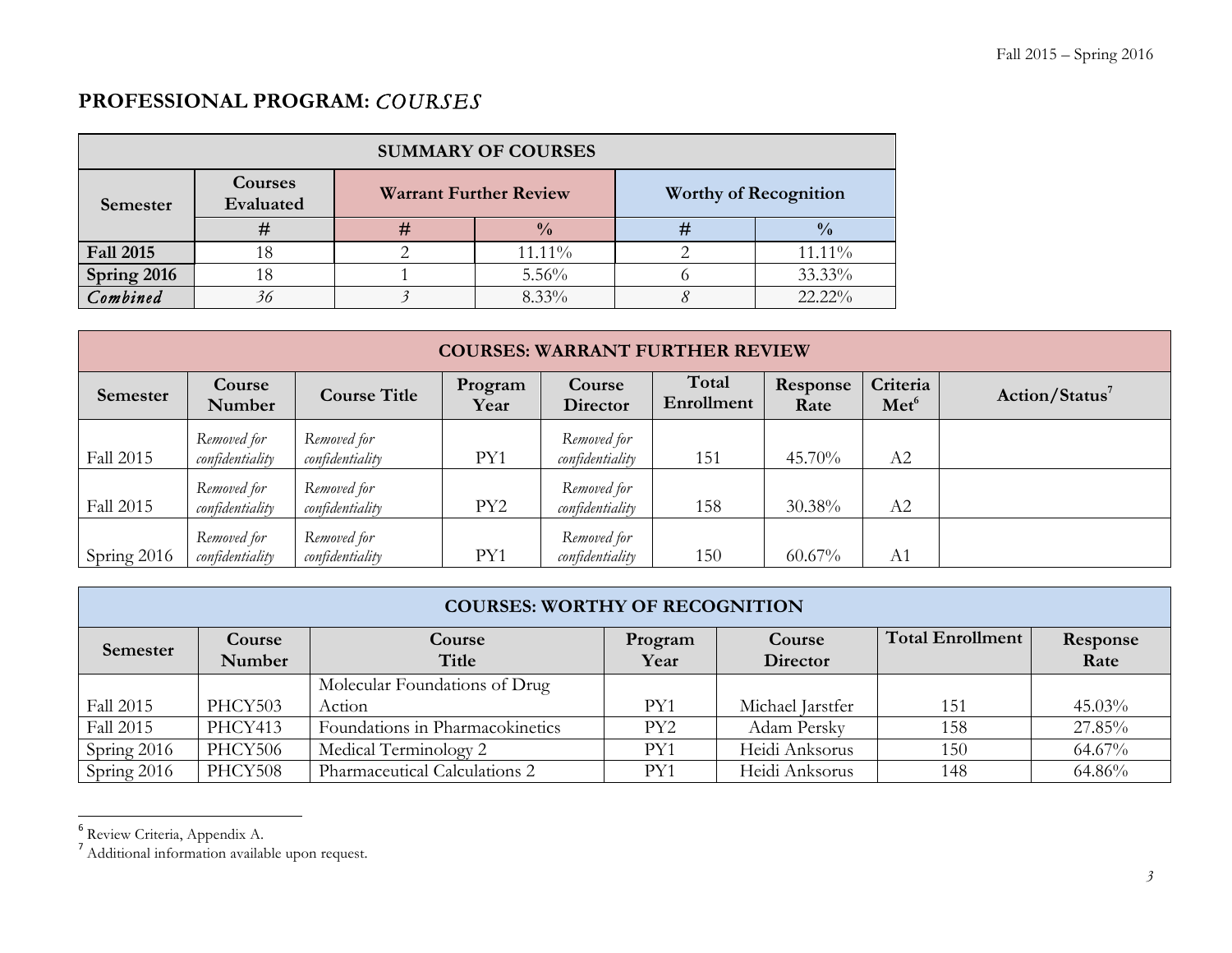## PROFESSIONAL PROGRAM: *COURSES*

| SUMMARY OF COURSES | | | | | |
|---|---|---|---|---|---|
| **Semester** | **Courses Evaluated** | **Warrant Further Review** | | **Worthy of Recognition** | |
| | **#** | **#** | **%** | **#** | **%** |
| **Fall 2015** | 18 | 2 | 11.11% | 2 | 11.11% |
| **Spring 2016** | 18 | 1 | 5.56% | 6 | 33.33% |
| ***Combined*** | *36* | *3* | 8.33% | *8* | 22.22% |

| COURSES: WARRANT FURTHER REVIEW | | | | | | | | |
|---|---|---|---|---|---|---|---|---|
| **Semester** | **Course Number** | **Course Title** | **Program Year** | **Course Director** | **Total Enrollment** | **Response Rate** | **Criteria Met**[6] | **Action/Status**[7] |
| Fall 2015 | *Removed for confidentiality* | *Removed for confidentiality* | PY1 | *Removed for confidentiality* | 151 | 45.70% | A2 | |
| Fall 2015 | *Removed for confidentiality* | *Removed for confidentiality* | PY2 | *Removed for confidentiality* | 158 | 30.38% | A2 | |
| Spring 2016 | *Removed for confidentiality* | *Removed for confidentiality* | PY1 | *Removed for confidentiality* | 150 | 60.67% | A1 | |

| COURSES: WORTHY OF RECOGNITION | | | | | | |
|---|---|---|---|---|---|---|
| **Semester** | **Course Number** | **Course Title** | **Program Year** | **Course Director** | **Total Enrollment** | **Response Rate** |
| Fall 2015 | PHCY503 | Molecular Foundations of Drug Action | PY1 | Michael Jarstfer | 151 | 45.03% |
| Fall 2015 | PHCY413 | Foundations in Pharmacokinetics | PY2 | Adam Persky | 158 | 27.85% |
| Spring 2016 | PHCY506 | Medical Terminology 2 | PY1 | Heidi Anksorus | 150 | 64.67% |
| Spring 2016 | PHCY508 | Pharmaceutical Calculations 2 | PY1 | Heidi Anksorus | 148 | 64.86% |

[6] Review Criteria, Appendix A.

[7] Additional information available upon request.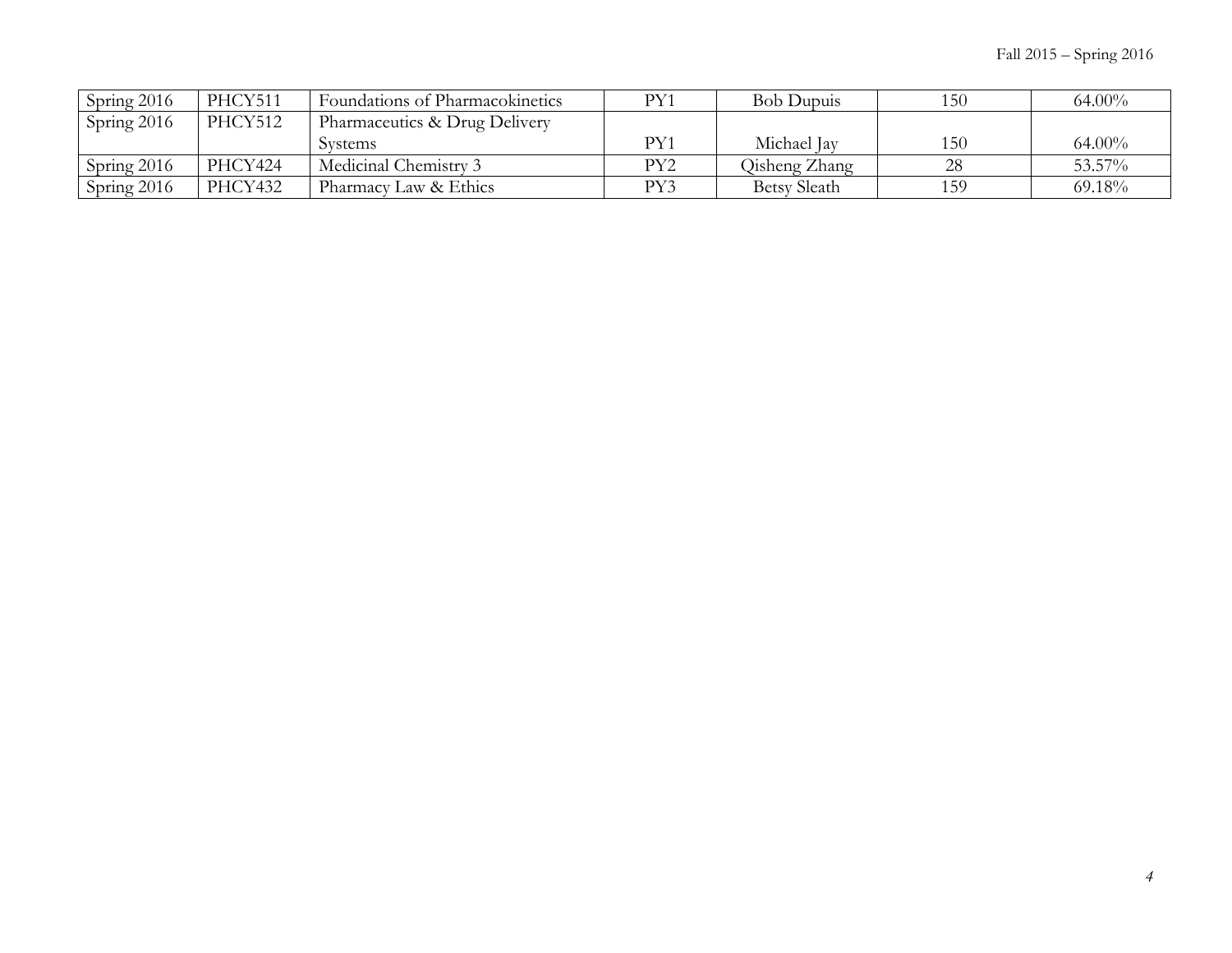| Spring 2016 | PHCY511 | Foundations of Pharmacokinetics | PY1 | Bob Dupuis | 150 | 64.00% |
|---|---|---|---|---|---|---|
| Spring 2016 | PHCY512 | Pharmaceutics & Drug Delivery Systems | PY1 | Michael Jay | 150 | 64.00% |
| Spring 2016 | PHCY424 | Medicinal Chemistry 3 | PY2 | Qisheng Zhang | 28 | 53.57% |
| Spring 2016 | PHCY432 | Pharmacy Law & Ethics | PY3 | Betsy Sleath | 159 | 69.18% |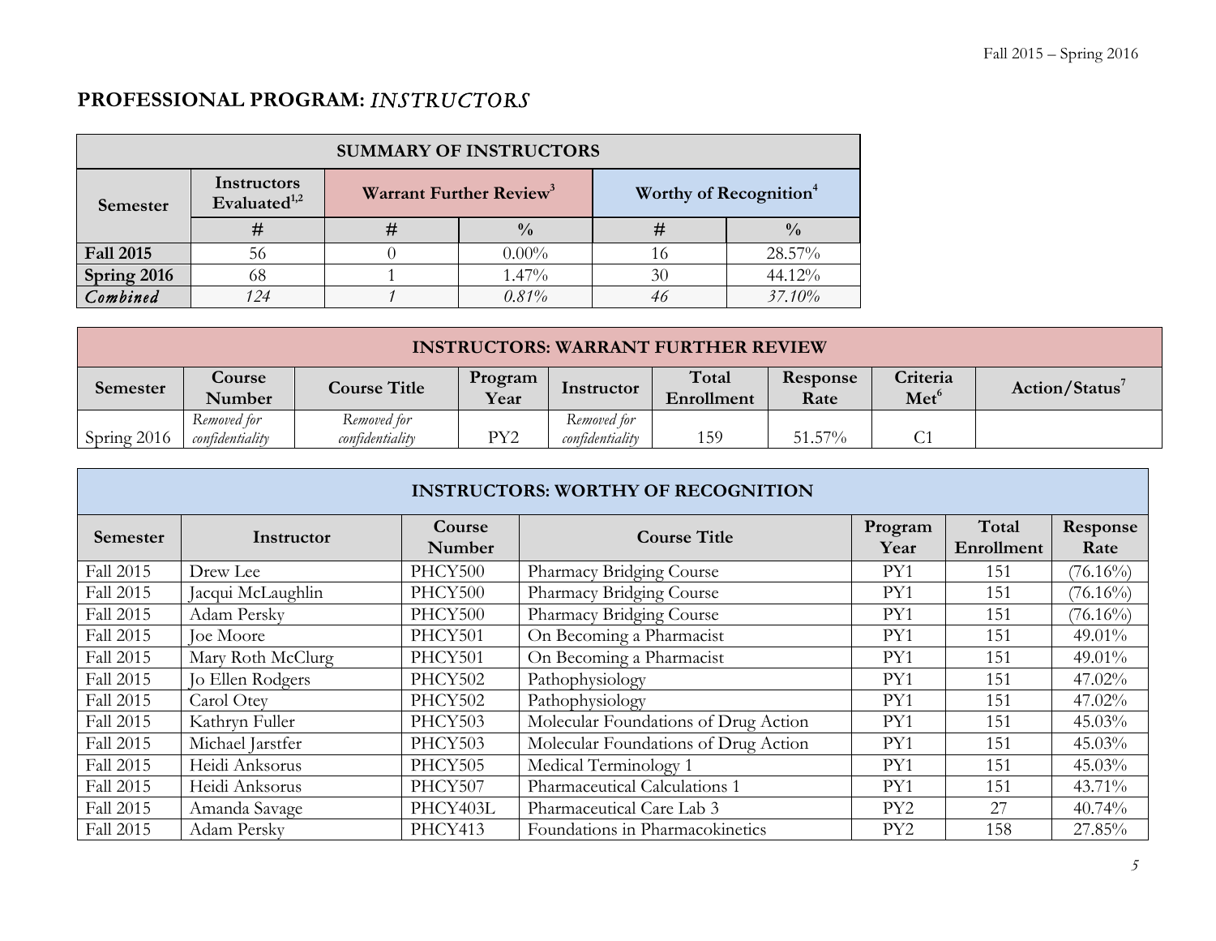## PROFESSIONAL PROGRAM: *INSTRUCTORS*

| SUMMARY OF INSTRUCTORS | | | | | |
|---|---|---|---|---|---|
| Semester | Instructors Evaluated[1,2] | Warrant Further Review[3] | | Worthy of Recognition[4] | |
| | # | # | % | # | % |
| **Fall 2015** | 56 | 0 | 0.00% | 16 | 28.57% |
| **Spring 2016** | 68 | 1 | 1.47% | 30 | 44.12% |
| ***Combined*** | *124* | *1* | *0.81%* | *46* | *37.10%* |

| INSTRUCTORS: WARRANT FURTHER REVIEW | | | | | | | | |
|---|---|---|---|---|---|---|---|---|
| Semester | Course Number | Course Title | Program Year | Instructor | Total Enrollment | Response Rate | Criteria Met[6] | Action/Status[7] |
| Spring 2016 | *Removed for confidentiality* | *Removed for confidentiality* | PY2 | *Removed for confidentiality* | 159 | 51.57% | C1 | |

| INSTRUCTORS: WORTHY OF RECOGNITION | | | | | | |
|---|---|---|---|---|---|---|
| Semester | Instructor | Course Number | Course Title | Program Year | Total Enrollment | Response Rate |
| Fall 2015 | Drew Lee | PHCY500 | Pharmacy Bridging Course | PY1 | 151 | (76.16%) |
| Fall 2015 | Jacqui McLaughlin | PHCY500 | Pharmacy Bridging Course | PY1 | 151 | (76.16%) |
| Fall 2015 | Adam Persky | PHCY500 | Pharmacy Bridging Course | PY1 | 151 | (76.16%) |
| Fall 2015 | Joe Moore | PHCY501 | On Becoming a Pharmacist | PY1 | 151 | 49.01% |
| Fall 2015 | Mary Roth McClurg | PHCY501 | On Becoming a Pharmacist | PY1 | 151 | 49.01% |
| Fall 2015 | Jo Ellen Rodgers | PHCY502 | Pathophysiology | PY1 | 151 | 47.02% |
| Fall 2015 | Carol Otey | PHCY502 | Pathophysiology | PY1 | 151 | 47.02% |
| Fall 2015 | Kathryn Fuller | PHCY503 | Molecular Foundations of Drug Action | PY1 | 151 | 45.03% |
| Fall 2015 | Michael Jarstfer | PHCY503 | Molecular Foundations of Drug Action | PY1 | 151 | 45.03% |
| Fall 2015 | Heidi Anksorus | PHCY505 | Medical Terminology 1 | PY1 | 151 | 45.03% |
| Fall 2015 | Heidi Anksorus | PHCY507 | Pharmaceutical Calculations 1 | PY1 | 151 | 43.71% |
| Fall 2015 | Amanda Savage | PHCY403L | Pharmaceutical Care Lab 3 | PY2 | 27 | 40.74% |
| Fall 2015 | Adam Persky | PHCY413 | Foundations in Pharmacokinetics | PY2 | 158 | 27.85% |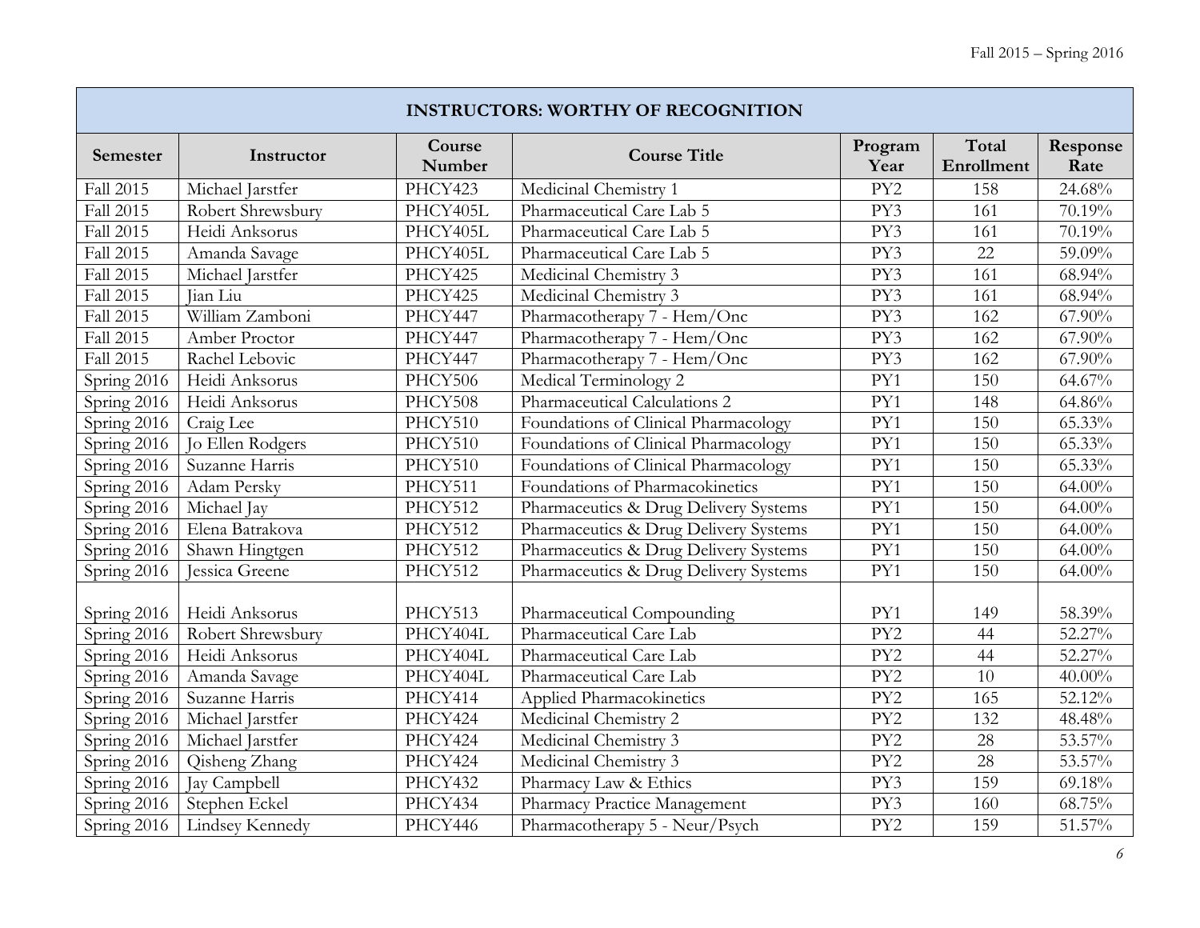| INSTRUCTORS: WORTHY OF RECOGNITION | | | | | | |
|---|---|---|---|---|---|---|
| **Semester** | **Instructor** | **Course Number** | **Course Title** | **Program Year** | **Total Enrollment** | **Response Rate** |
| Fall 2015 | Michael Jarstfer | PHCY423 | Medicinal Chemistry 1 | PY2 | 158 | 24.68% |
| Fall 2015 | Robert Shrewsbury | PHCY405L | Pharmaceutical Care Lab 5 | PY3 | 161 | 70.19% |
| Fall 2015 | Heidi Anksorus | PHCY405L | Pharmaceutical Care Lab 5 | PY3 | 161 | 70.19% |
| Fall 2015 | Amanda Savage | PHCY405L | Pharmaceutical Care Lab 5 | PY3 | 22 | 59.09% |
| Fall 2015 | Michael Jarstfer | PHCY425 | Medicinal Chemistry 3 | PY3 | 161 | 68.94% |
| Fall 2015 | Jian Liu | PHCY425 | Medicinal Chemistry 3 | PY3 | 161 | 68.94% |
| Fall 2015 | William Zamboni | PHCY447 | Pharmacotherapy 7 - Hem/Onc | PY3 | 162 | 67.90% |
| Fall 2015 | Amber Proctor | PHCY447 | Pharmacotherapy 7 - Hem/Onc | PY3 | 162 | 67.90% |
| Fall 2015 | Rachel Lebovic | PHCY447 | Pharmacotherapy 7 - Hem/Onc | PY3 | 162 | 67.90% |
| Spring 2016 | Heidi Anksorus | PHCY506 | Medical Terminology 2 | PY1 | 150 | 64.67% |
| Spring 2016 | Heidi Anksorus | PHCY508 | Pharmaceutical Calculations 2 | PY1 | 148 | 64.86% |
| Spring 2016 | Craig Lee | PHCY510 | Foundations of Clinical Pharmacology | PY1 | 150 | 65.33% |
| Spring 2016 | Jo Ellen Rodgers | PHCY510 | Foundations of Clinical Pharmacology | PY1 | 150 | 65.33% |
| Spring 2016 | Suzanne Harris | PHCY510 | Foundations of Clinical Pharmacology | PY1 | 150 | 65.33% |
| Spring 2016 | Adam Persky | PHCY511 | Foundations of Pharmacokinetics | PY1 | 150 | 64.00% |
| Spring 2016 | Michael Jay | PHCY512 | Pharmaceutics & Drug Delivery Systems | PY1 | 150 | 64.00% |
| Spring 2016 | Elena Batrakova | PHCY512 | Pharmaceutics & Drug Delivery Systems | PY1 | 150 | 64.00% |
| Spring 2016 | Shawn Hingtgen | PHCY512 | Pharmaceutics & Drug Delivery Systems | PY1 | 150 | 64.00% |
| Spring 2016 | Jessica Greene | PHCY512 | Pharmaceutics & Drug Delivery Systems | PY1 | 150 | 64.00% |
| Spring 2016 | Heidi Anksorus | PHCY513 | Pharmaceutical Compounding | PY1 | 149 | 58.39% |
| Spring 2016 | Robert Shrewsbury | PHCY404L | Pharmaceutical Care Lab | PY2 | 44 | 52.27% |
| Spring 2016 | Heidi Anksorus | PHCY404L | Pharmaceutical Care Lab | PY2 | 44 | 52.27% |
| Spring 2016 | Amanda Savage | PHCY404L | Pharmaceutical Care Lab | PY2 | 10 | 40.00% |
| Spring 2016 | Suzanne Harris | PHCY414 | Applied Pharmacokinetics | PY2 | 165 | 52.12% |
| Spring 2016 | Michael Jarstfer | PHCY424 | Medicinal Chemistry 2 | PY2 | 132 | 48.48% |
| Spring 2016 | Michael Jarstfer | PHCY424 | Medicinal Chemistry 3 | PY2 | 28 | 53.57% |
| Spring 2016 | Qisheng Zhang | PHCY424 | Medicinal Chemistry 3 | PY2 | 28 | 53.57% |
| Spring 2016 | Jay Campbell | PHCY432 | Pharmacy Law & Ethics | PY3 | 159 | 69.18% |
| Spring 2016 | Stephen Eckel | PHCY434 | Pharmacy Practice Management | PY3 | 160 | 68.75% |
| Spring 2016 | Lindsey Kennedy | PHCY446 | Pharmacotherapy 5 - Neur/Psych | PY2 | 159 | 51.57% |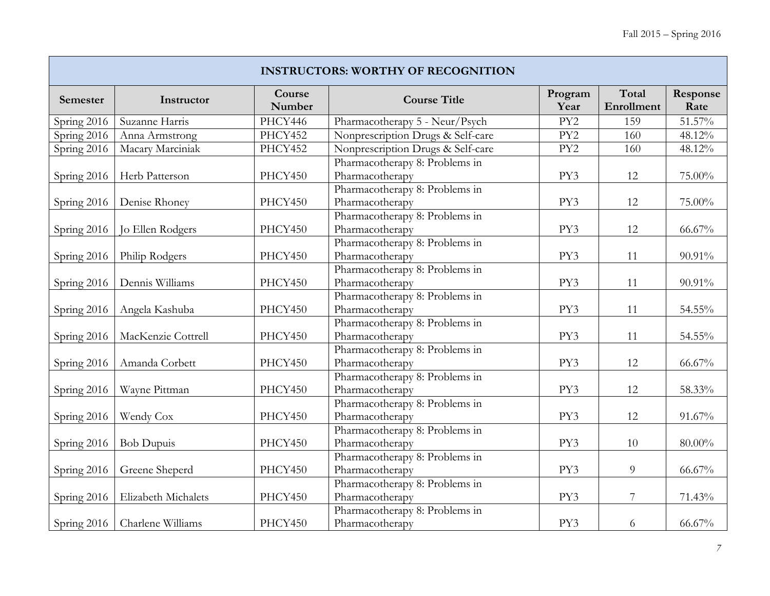| INSTRUCTORS: WORTHY OF RECOGNITION | | | | | | |
|---|---|---|---|---|---|---|
| **Semester** | **Instructor** | **Course Number** | **Course Title** | **Program Year** | **Total Enrollment** | **Response Rate** |
| Spring 2016 | Suzanne Harris | PHCY446 | Pharmacotherapy 5 - Neur/Psych | PY2 | 159 | 51.57% |
| Spring 2016 | Anna Armstrong | PHCY452 | Nonprescription Drugs & Self-care | PY2 | 160 | 48.12% |
| Spring 2016 | Macary Marciniak | PHCY452 | Nonprescription Drugs & Self-care | PY2 | 160 | 48.12% |
| Spring 2016 | Herb Patterson | PHCY450 | Pharmacotherapy 8: Problems in Pharmacotherapy | PY3 | 12 | 75.00% |
| Spring 2016 | Denise Rhoney | PHCY450 | Pharmacotherapy 8: Problems in Pharmacotherapy | PY3 | 12 | 75.00% |
| Spring 2016 | Jo Ellen Rodgers | PHCY450 | Pharmacotherapy 8: Problems in Pharmacotherapy | PY3 | 12 | 66.67% |
| Spring 2016 | Philip Rodgers | PHCY450 | Pharmacotherapy 8: Problems in Pharmacotherapy | PY3 | 11 | 90.91% |
| Spring 2016 | Dennis Williams | PHCY450 | Pharmacotherapy 8: Problems in Pharmacotherapy | PY3 | 11 | 90.91% |
| Spring 2016 | Angela Kashuba | PHCY450 | Pharmacotherapy 8: Problems in Pharmacotherapy | PY3 | 11 | 54.55% |
| Spring 2016 | MacKenzie Cottrell | PHCY450 | Pharmacotherapy 8: Problems in Pharmacotherapy | PY3 | 11 | 54.55% |
| Spring 2016 | Amanda Corbett | PHCY450 | Pharmacotherapy 8: Problems in Pharmacotherapy | PY3 | 12 | 66.67% |
| Spring 2016 | Wayne Pittman | PHCY450 | Pharmacotherapy 8: Problems in Pharmacotherapy | PY3 | 12 | 58.33% |
| Spring 2016 | Wendy Cox | PHCY450 | Pharmacotherapy 8: Problems in Pharmacotherapy | PY3 | 12 | 91.67% |
| Spring 2016 | Bob Dupuis | PHCY450 | Pharmacotherapy 8: Problems in Pharmacotherapy | PY3 | 10 | 80.00% |
| Spring 2016 | Greene Sheperd | PHCY450 | Pharmacotherapy 8: Problems in Pharmacotherapy | PY3 | 9 | 66.67% |
| Spring 2016 | Elizabeth Michalets | PHCY450 | Pharmacotherapy 8: Problems in Pharmacotherapy | PY3 | 7 | 71.43% |
| Spring 2016 | Charlene Williams | PHCY450 | Pharmacotherapy 8: Problems in Pharmacotherapy | PY3 | 6 | 66.67% |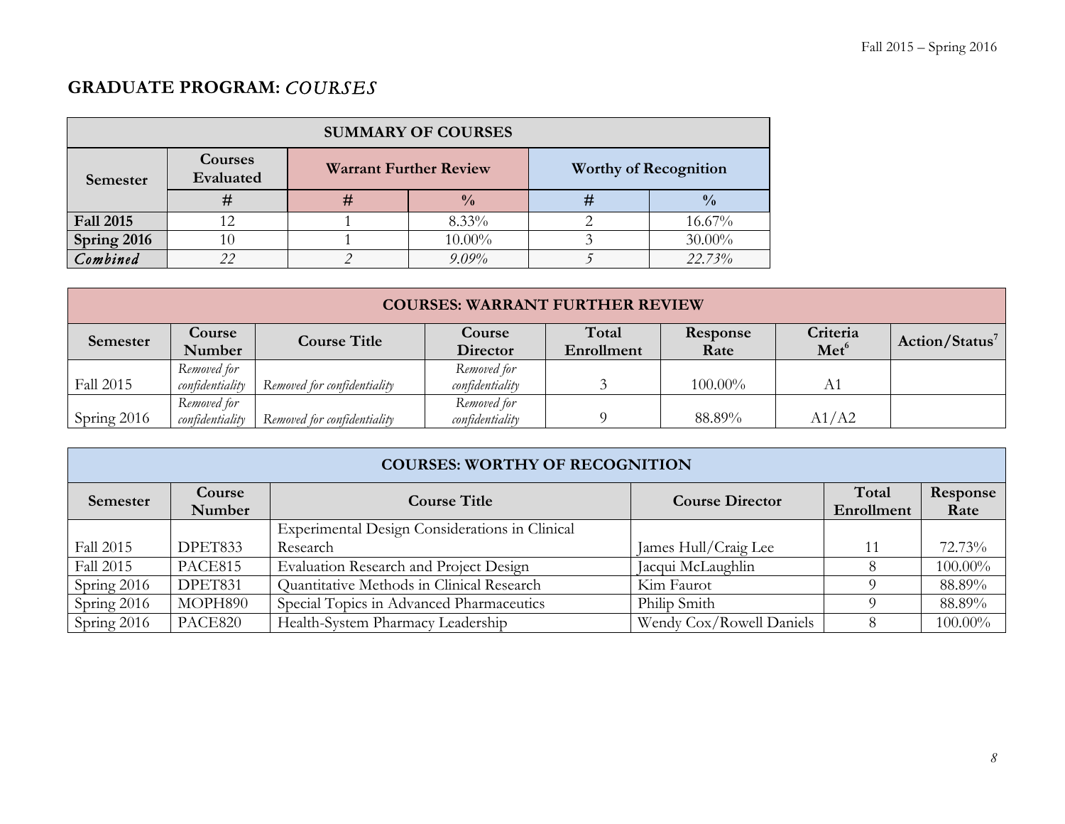## GRADUATE PROGRAM: *COURSES*

| SUMMARY OF COURSES | | | | | |
|---|---|---|---|---|---|
| **Semester** | **Courses Evaluated** | **Warrant Further Review** | | **Worthy of Recognition** | |
| | **#** | **#** | **%** | **#** | **%** |
| **Fall 2015** | 12 | 1 | 8.33% | 2 | 16.67% |
| **Spring 2016** | 10 | 1 | 10.00% | 3 | 30.00% |
| ***Combined*** | *22* | *2* | *9.09%* | *5* | *22.73%* |

| COURSES: WARRANT FURTHER REVIEW | | | | | | | |
|---|---|---|---|---|---|---|---|
| **Semester** | **Course Number** | **Course Title** | **Course Director** | **Total Enrollment** | **Response Rate** | **Criteria Met[6]** | **Action/Status[7]** |
| Fall 2015 | *Removed for confidentiality* | *Removed for confidentiality* | *Removed for confidentiality* | 3 | 100.00% | A1 | |
| Spring 2016 | *Removed for confidentiality* | *Removed for confidentiality* | *Removed for confidentiality* | 9 | 88.89% | A1/A2 | |

| COURSES: WORTHY OF RECOGNITION | | | | | |
|---|---|---|---|---|---|
| **Semester** | **Course Number** | **Course Title** | **Course Director** | **Total Enrollment** | **Response Rate** |
| Fall 2015 | DPET833 | Experimental Design Considerations in Clinical Research | James Hull/Craig Lee | 11 | 72.73% |
| Fall 2015 | PACE815 | Evaluation Research and Project Design | Jacqui McLaughlin | 8 | 100.00% |
| Spring 2016 | DPET831 | Quantitative Methods in Clinical Research | Kim Faurot | 9 | 88.89% |
| Spring 2016 | MOPH890 | Special Topics in Advanced Pharmaceutics | Philip Smith | 9 | 88.89% |
| Spring 2016 | PACE820 | Health-System Pharmacy Leadership | Wendy Cox/Rowell Daniels | 8 | 100.00% |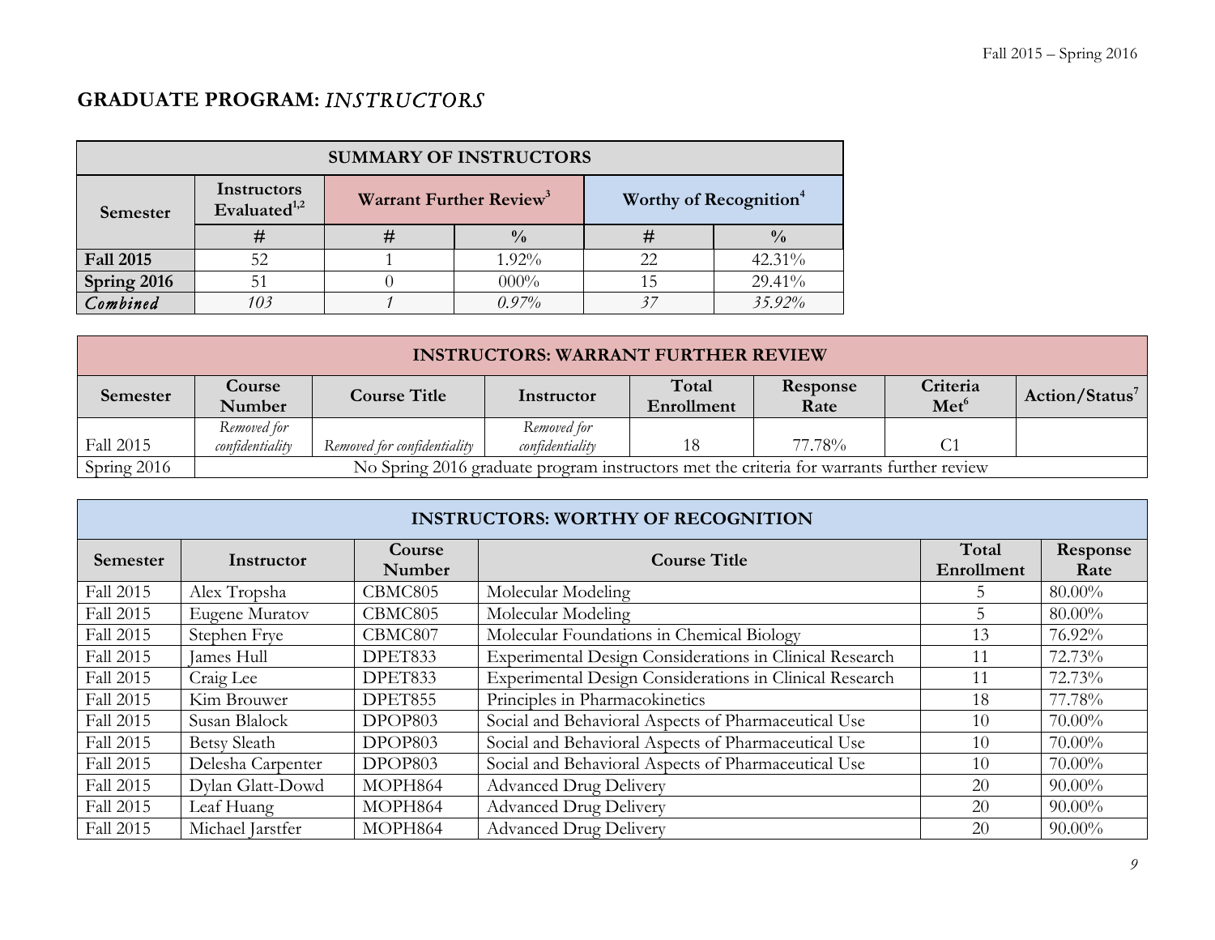## GRADUATE PROGRAM: *INSTRUCTORS*

| SUMMARY OF INSTRUCTORS | | | | | |
|---|---|---|---|---|---|
| Semester | Instructors Evaluated[1,2] | Warrant Further Review[3] | | Worthy of Recognition[4] | |
| | # | # | % | # | % |
| **Fall 2015** | 52 | 1 | 1.92% | 22 | 42.31% |
| **Spring 2016** | 51 | 0 | 000% | 15 | 29.41% |
| ***Combined*** | *103* | *1* | *0.97%* | *37* | *35.92%* |

| INSTRUCTORS: WARRANT FURTHER REVIEW | | | | | | | |
|---|---|---|---|---|---|---|---|
| Semester | Course Number | Course Title | Instructor | Total Enrollment | Response Rate | Criteria Met[6] | Action/Status[7] |
| Fall 2015 | *Removed for confidentiality* | *Removed for confidentiality* | *Removed for confidentiality* | 18 | 77.78% | C1 | |
| Spring 2016 | No Spring 2016 graduate program instructors met the criteria for warrants further review | | | | | | |

| INSTRUCTORS: WORTHY OF RECOGNITION | | | | | |
|---|---|---|---|---|---|
| Semester | Instructor | Course Number | Course Title | Total Enrollment | Response Rate |
| Fall 2015 | Alex Tropsha | CBMC805 | Molecular Modeling | 5 | 80.00% |
| Fall 2015 | Eugene Muratov | CBMC805 | Molecular Modeling | 5 | 80.00% |
| Fall 2015 | Stephen Frye | CBMC807 | Molecular Foundations in Chemical Biology | 13 | 76.92% |
| Fall 2015 | James Hull | DPET833 | Experimental Design Considerations in Clinical Research | 11 | 72.73% |
| Fall 2015 | Craig Lee | DPET833 | Experimental Design Considerations in Clinical Research | 11 | 72.73% |
| Fall 2015 | Kim Brouwer | DPET855 | Principles in Pharmacokinetics | 18 | 77.78% |
| Fall 2015 | Susan Blalock | DPOP803 | Social and Behavioral Aspects of Pharmaceutical Use | 10 | 70.00% |
| Fall 2015 | Betsy Sleath | DPOP803 | Social and Behavioral Aspects of Pharmaceutical Use | 10 | 70.00% |
| Fall 2015 | Delesha Carpenter | DPOP803 | Social and Behavioral Aspects of Pharmaceutical Use | 10 | 70.00% |
| Fall 2015 | Dylan Glatt-Dowd | MOPH864 | Advanced Drug Delivery | 20 | 90.00% |
| Fall 2015 | Leaf Huang | MOPH864 | Advanced Drug Delivery | 20 | 90.00% |
| Fall 2015 | Michael Jarstfer | MOPH864 | Advanced Drug Delivery | 20 | 90.00% |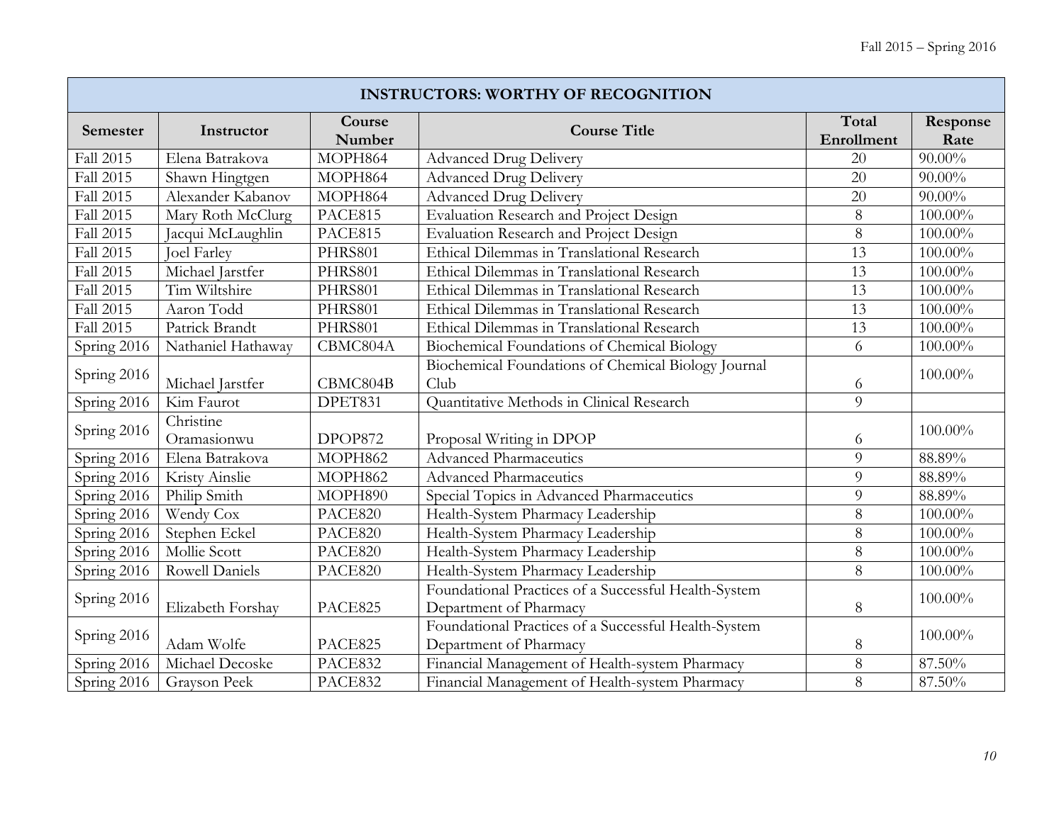| INSTRUCTORS: WORTHY OF RECOGNITION | | | | | |
|---|---|---|---|---|---|
| Semester | Instructor | Course Number | Course Title | Total Enrollment | Response Rate |
| Fall 2015 | Elena Batrakova | MOPH864 | Advanced Drug Delivery | 20 | 90.00% |
| Fall 2015 | Shawn Hingtgen | MOPH864 | Advanced Drug Delivery | 20 | 90.00% |
| Fall 2015 | Alexander Kabanov | MOPH864 | Advanced Drug Delivery | 20 | 90.00% |
| Fall 2015 | Mary Roth McClurg | PACE815 | Evaluation Research and Project Design | 8 | 100.00% |
| Fall 2015 | Jacqui McLaughlin | PACE815 | Evaluation Research and Project Design | 8 | 100.00% |
| Fall 2015 | Joel Farley | PHRS801 | Ethical Dilemmas in Translational Research | 13 | 100.00% |
| Fall 2015 | Michael Jarstfer | PHRS801 | Ethical Dilemmas in Translational Research | 13 | 100.00% |
| Fall 2015 | Tim Wiltshire | PHRS801 | Ethical Dilemmas in Translational Research | 13 | 100.00% |
| Fall 2015 | Aaron Todd | PHRS801 | Ethical Dilemmas in Translational Research | 13 | 100.00% |
| Fall 2015 | Patrick Brandt | PHRS801 | Ethical Dilemmas in Translational Research | 13 | 100.00% |
| Spring 2016 | Nathaniel Hathaway | CBMC804A | Biochemical Foundations of Chemical Biology | 6 | 100.00% |
| Spring 2016 | Michael Jarstfer | CBMC804B | Biochemical Foundations of Chemical Biology Journal Club | 6 | 100.00% |
| Spring 2016 | Kim Faurot | DPET831 | Quantitative Methods in Clinical Research | 9 | |
| Spring 2016 | Christine Oramasionwu | DPOP872 | Proposal Writing in DPOP | 6 | 100.00% |
| Spring 2016 | Elena Batrakova | MOPH862 | Advanced Pharmaceutics | 9 | 88.89% |
| Spring 2016 | Kristy Ainslie | MOPH862 | Advanced Pharmaceutics | 9 | 88.89% |
| Spring 2016 | Philip Smith | MOPH890 | Special Topics in Advanced Pharmaceutics | 9 | 88.89% |
| Spring 2016 | Wendy Cox | PACE820 | Health-System Pharmacy Leadership | 8 | 100.00% |
| Spring 2016 | Stephen Eckel | PACE820 | Health-System Pharmacy Leadership | 8 | 100.00% |
| Spring 2016 | Mollie Scott | PACE820 | Health-System Pharmacy Leadership | 8 | 100.00% |
| Spring 2016 | Rowell Daniels | PACE820 | Health-System Pharmacy Leadership | 8 | 100.00% |
| Spring 2016 | Elizabeth Forshay | PACE825 | Foundational Practices of a Successful Health-System Department of Pharmacy | 8 | 100.00% |
| Spring 2016 | Adam Wolfe | PACE825 | Foundational Practices of a Successful Health-System Department of Pharmacy | 8 | 100.00% |
| Spring 2016 | Michael Decoske | PACE832 | Financial Management of Health-system Pharmacy | 8 | 87.50% |
| Spring 2016 | Grayson Peek | PACE832 | Financial Management of Health-system Pharmacy | 8 | 87.50% |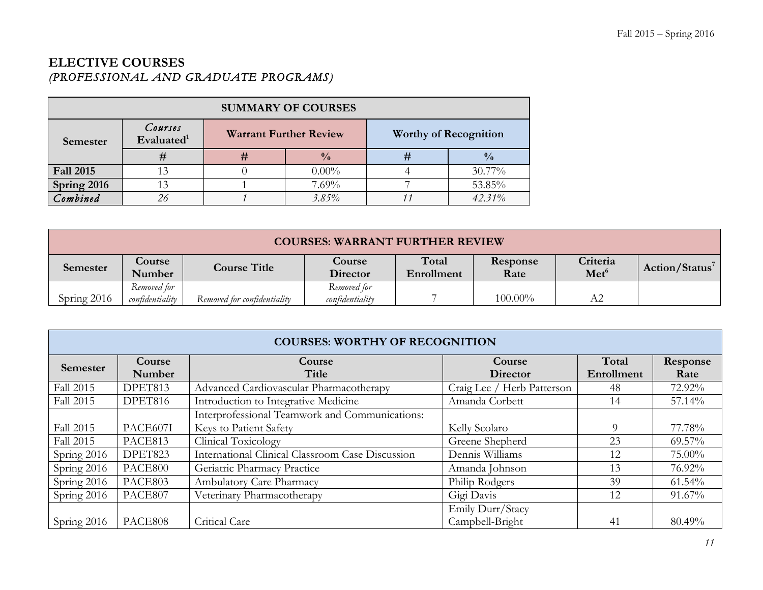## ELECTIVE COURSES
*(PROFESSIONAL AND GRADUATE PROGRAMS)*

| SUMMARY OF COURSES | | | | | |
|---|---|---|---|---|---|
| Semester | *Courses* Evaluated[1] | Warrant Further Review | | Worthy of Recognition | |
| | # | # | % | # | % |
| **Fall 2015** | 13 | 0 | 0.00% | 4 | 30.77% |
| **Spring 2016** | 13 | 1 | 7.69% | 7 | 53.85% |
| ***Combined*** | *26* | *1* | *3.85%* | *11* | *42.31%* |

| COURSES: WARRANT FURTHER REVIEW | | | | | | | |
|---|---|---|---|---|---|---|---|
| Semester | Course Number | Course Title | Course Director | Total Enrollment | Response Rate | Criteria Met[6] | Action/Status[7] |
| Spring 2016 | *Removed for confidentiality* | *Removed for confidentiality* | *Removed for confidentiality* | 7 | 100.00% | A2 | |

| COURSES: WORTHY OF RECOGNITION | | | | | |
|---|---|---|---|---|---|
| Semester | Course Number | Course Title | Course Director | Total Enrollment | Response Rate |
| Fall 2015 | DPET813 | Advanced Cardiovascular Pharmacotherapy | Craig Lee / Herb Patterson | 48 | 72.92% |
| Fall 2015 | DPET816 | Introduction to Integrative Medicine | Amanda Corbett | 14 | 57.14% |
| Fall 2015 | PACE607I | Interprofessional Teamwork and Communications: Keys to Patient Safety | Kelly Scolaro | 9 | 77.78% |
| Fall 2015 | PACE813 | Clinical Toxicology | Greene Shepherd | 23 | 69.57% |
| Spring 2016 | DPET823 | International Clinical Classroom Case Discussion | Dennis Williams | 12 | 75.00% |
| Spring 2016 | PACE800 | Geriatric Pharmacy Practice | Amanda Johnson | 13 | 76.92% |
| Spring 2016 | PACE803 | Ambulatory Care Pharmacy | Philip Rodgers | 39 | 61.54% |
| Spring 2016 | PACE807 | Veterinary Pharmacotherapy | Gigi Davis | 12 | 91.67% |
| Spring 2016 | PACE808 | Critical Care | Emily Durr/Stacy Campbell-Bright | 41 | 80.49% |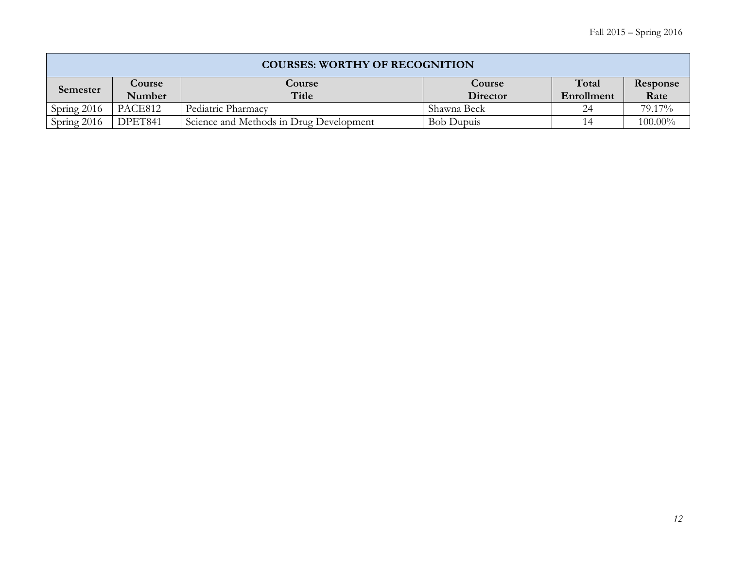| COURSES: WORTHY OF RECOGNITION | | | | | |
|---|---|---|---|---|---|
| **Semester** | **Course Number** | **Course Title** | **Course Director** | **Total Enrollment** | **Response Rate** |
| Spring 2016 | PACE812 | Pediatric Pharmacy | Shawna Beck | 24 | 79.17% |
| Spring 2016 | DPET841 | Science and Methods in Drug Development | Bob Dupuis | 14 | 100.00% |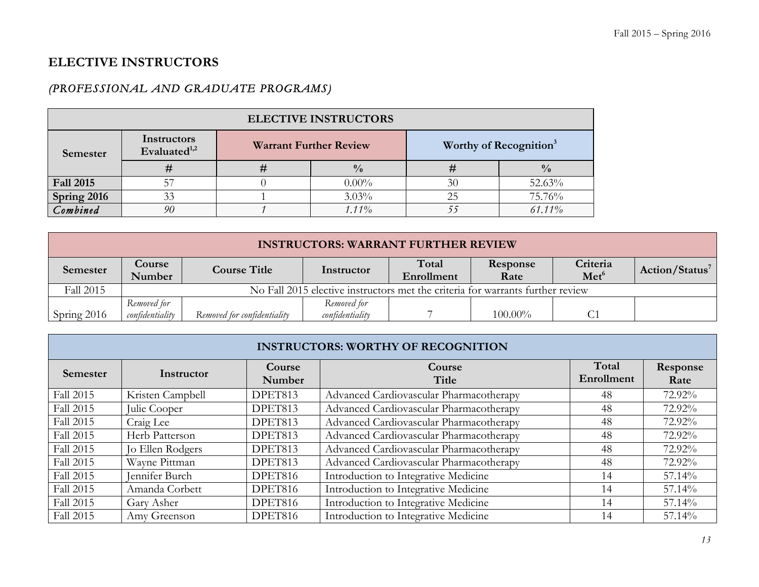# ELECTIVE INSTRUCTORS

## *(PROFESSIONAL AND GRADUATE PROGRAMS)*

| ELECTIVE INSTRUCTORS | | | | | |
|---|---|---|---|---|---|
| **Semester** | **Instructors Evaluated[1,2]** | **Warrant Further Review** | | **Worthy of Recognition[3]** | |
| | **#** | **#** | **%** | **#** | **%** |
| **Fall 2015** | 57 | 0 | 0.00% | 30 | 52.63% |
| **Spring 2016** | 33 | 1 | 3.03% | 25 | 75.76% |
| ***Combined*** | *90* | *1* | *1.11%* | *55* | *61.11%* |

| INSTRUCTORS: WARRANT FURTHER REVIEW | | | | | | | |
|---|---|---|---|---|---|---|---|
| **Semester** | **Course Number** | **Course Title** | **Instructor** | **Total Enrollment** | **Response Rate** | **Criteria Met[6]** | **Action/Status[7]** |
| Fall 2015 | No Fall 2015 elective instructors met the criteria for warrants further review | | | | | | |
| Spring 2016 | *Removed for confidentiality* | *Removed for confidentiality* | *Removed for confidentiality* | 7 | 100.00% | C1 | |

| INSTRUCTORS: WORTHY OF RECOGNITION | | | | | |
|---|---|---|---|---|---|
| **Semester** | **Instructor** | **Course Number** | **Course Title** | **Total Enrollment** | **Response Rate** |
| Fall 2015 | Kristen Campbell | DPET813 | Advanced Cardiovascular Pharmacotherapy | 48 | 72.92% |
| Fall 2015 | Julie Cooper | DPET813 | Advanced Cardiovascular Pharmacotherapy | 48 | 72.92% |
| Fall 2015 | Craig Lee | DPET813 | Advanced Cardiovascular Pharmacotherapy | 48 | 72.92% |
| Fall 2015 | Herb Patterson | DPET813 | Advanced Cardiovascular Pharmacotherapy | 48 | 72.92% |
| Fall 2015 | Jo Ellen Rodgers | DPET813 | Advanced Cardiovascular Pharmacotherapy | 48 | 72.92% |
| Fall 2015 | Wayne Pittman | DPET813 | Advanced Cardiovascular Pharmacotherapy | 48 | 72.92% |
| Fall 2015 | Jennifer Burch | DPET816 | Introduction to Integrative Medicine | 14 | 57.14% |
| Fall 2015 | Amanda Corbett | DPET816 | Introduction to Integrative Medicine | 14 | 57.14% |
| Fall 2015 | Gary Asher | DPET816 | Introduction to Integrative Medicine | 14 | 57.14% |
| Fall 2015 | Amy Greenson | DPET816 | Introduction to Integrative Medicine | 14 | 57.14% |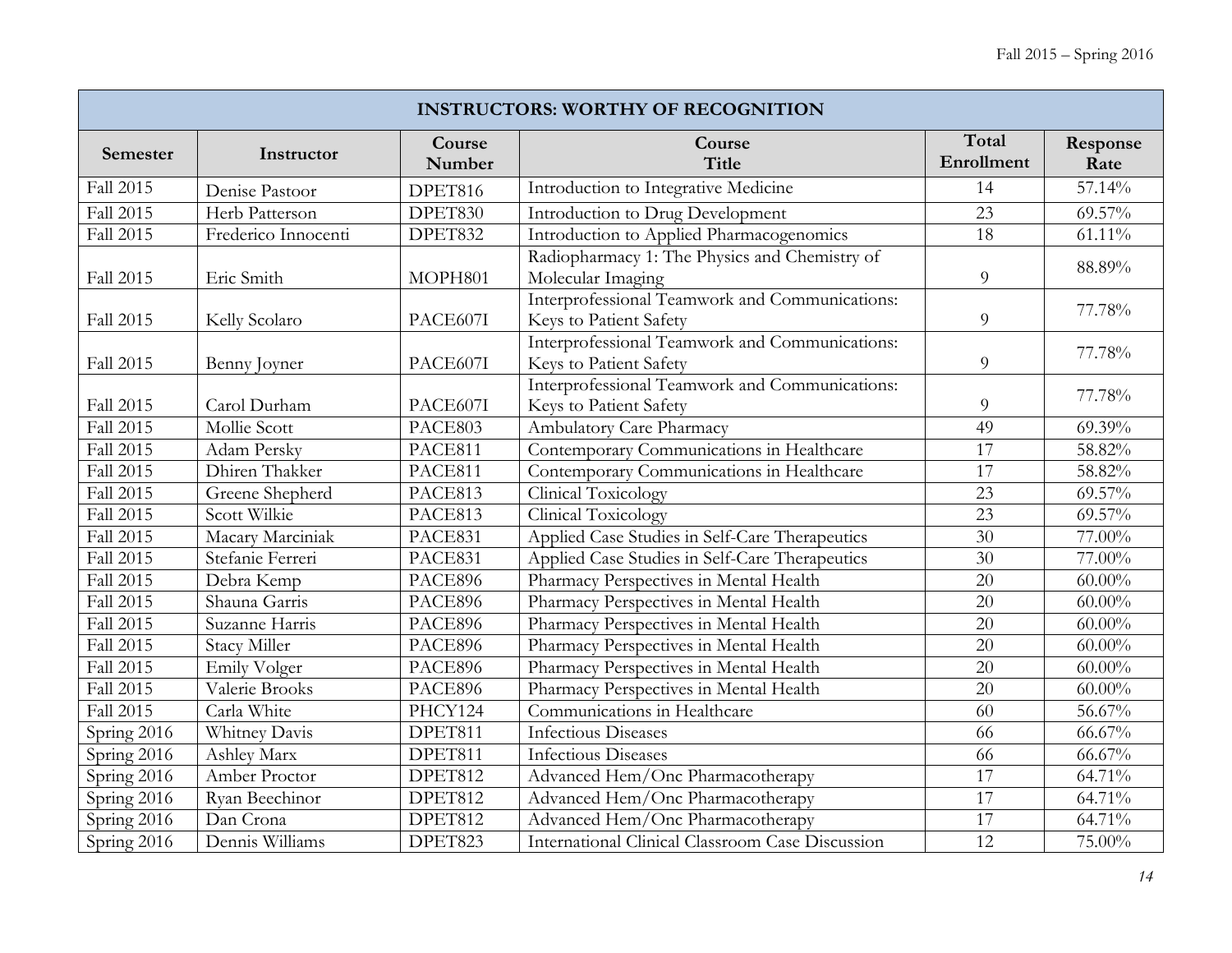| INSTRUCTORS: WORTHY OF RECOGNITION | | | | | |
|---|---|---|---|---|---|
| **Semester** | **Instructor** | **Course Number** | **Course Title** | **Total Enrollment** | **Response Rate** |
| Fall 2015 | Denise Pastoor | DPET816 | Introduction to Integrative Medicine | 14 | 57.14% |
| Fall 2015 | Herb Patterson | DPET830 | Introduction to Drug Development | 23 | 69.57% |
| Fall 2015 | Frederico Innocenti | DPET832 | Introduction to Applied Pharmacogenomics | 18 | 61.11% |
| Fall 2015 | Eric Smith | MOPH801 | Radiopharmacy 1: The Physics and Chemistry of Molecular Imaging | 9 | 88.89% |
| Fall 2015 | Kelly Scolaro | PACE607I | Interprofessional Teamwork and Communications: Keys to Patient Safety | 9 | 77.78% |
| Fall 2015 | Benny Joyner | PACE607I | Interprofessional Teamwork and Communications: Keys to Patient Safety | 9 | 77.78% |
| Fall 2015 | Carol Durham | PACE607I | Interprofessional Teamwork and Communications: Keys to Patient Safety | 9 | 77.78% |
| Fall 2015 | Mollie Scott | PACE803 | Ambulatory Care Pharmacy | 49 | 69.39% |
| Fall 2015 | Adam Persky | PACE811 | Contemporary Communications in Healthcare | 17 | 58.82% |
| Fall 2015 | Dhiren Thakker | PACE811 | Contemporary Communications in Healthcare | 17 | 58.82% |
| Fall 2015 | Greene Shepherd | PACE813 | Clinical Toxicology | 23 | 69.57% |
| Fall 2015 | Scott Wilkie | PACE813 | Clinical Toxicology | 23 | 69.57% |
| Fall 2015 | Macary Marciniak | PACE831 | Applied Case Studies in Self-Care Therapeutics | 30 | 77.00% |
| Fall 2015 | Stefanie Ferreri | PACE831 | Applied Case Studies in Self-Care Therapeutics | 30 | 77.00% |
| Fall 2015 | Debra Kemp | PACE896 | Pharmacy Perspectives in Mental Health | 20 | 60.00% |
| Fall 2015 | Shauna Garris | PACE896 | Pharmacy Perspectives in Mental Health | 20 | 60.00% |
| Fall 2015 | Suzanne Harris | PACE896 | Pharmacy Perspectives in Mental Health | 20 | 60.00% |
| Fall 2015 | Stacy Miller | PACE896 | Pharmacy Perspectives in Mental Health | 20 | 60.00% |
| Fall 2015 | Emily Volger | PACE896 | Pharmacy Perspectives in Mental Health | 20 | 60.00% |
| Fall 2015 | Valerie Brooks | PACE896 | Pharmacy Perspectives in Mental Health | 20 | 60.00% |
| Fall 2015 | Carla White | PHCY124 | Communications in Healthcare | 60 | 56.67% |
| Spring 2016 | Whitney Davis | DPET811 | Infectious Diseases | 66 | 66.67% |
| Spring 2016 | Ashley Marx | DPET811 | Infectious Diseases | 66 | 66.67% |
| Spring 2016 | Amber Proctor | DPET812 | Advanced Hem/Onc Pharmacotherapy | 17 | 64.71% |
| Spring 2016 | Ryan Beechinor | DPET812 | Advanced Hem/Onc Pharmacotherapy | 17 | 64.71% |
| Spring 2016 | Dan Crona | DPET812 | Advanced Hem/Onc Pharmacotherapy | 17 | 64.71% |
| Spring 2016 | Dennis Williams | DPET823 | International Clinical Classroom Case Discussion | 12 | 75.00% |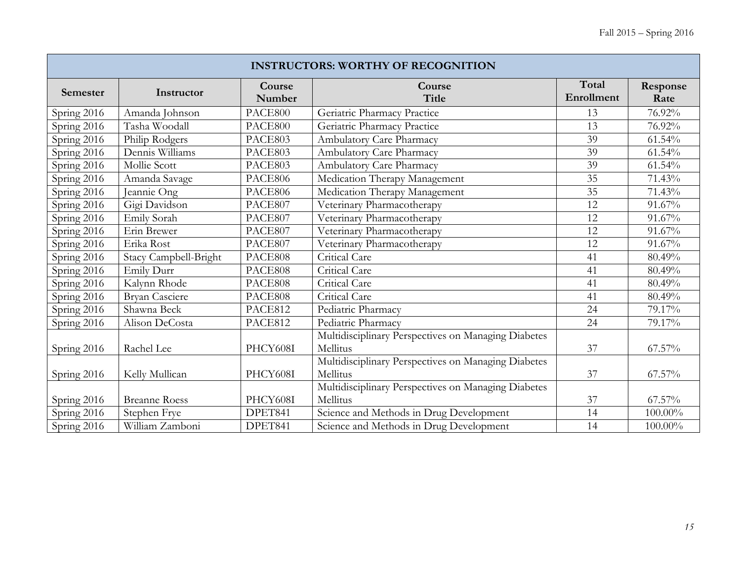| INSTRUCTORS: WORTHY OF RECOGNITION | | | | | |
|---|---|---|---|---|---|
| **Semester** | **Instructor** | **Course Number** | **Course Title** | **Total Enrollment** | **Response Rate** |
| Spring 2016 | Amanda Johnson | PACE800 | Geriatric Pharmacy Practice | 13 | 76.92% |
| Spring 2016 | Tasha Woodall | PACE800 | Geriatric Pharmacy Practice | 13 | 76.92% |
| Spring 2016 | Philip Rodgers | PACE803 | Ambulatory Care Pharmacy | 39 | 61.54% |
| Spring 2016 | Dennis Williams | PACE803 | Ambulatory Care Pharmacy | 39 | 61.54% |
| Spring 2016 | Mollie Scott | PACE803 | Ambulatory Care Pharmacy | 39 | 61.54% |
| Spring 2016 | Amanda Savage | PACE806 | Medication Therapy Management | 35 | 71.43% |
| Spring 2016 | Jeannie Ong | PACE806 | Medication Therapy Management | 35 | 71.43% |
| Spring 2016 | Gigi Davidson | PACE807 | Veterinary Pharmacotherapy | 12 | 91.67% |
| Spring 2016 | Emily Sorah | PACE807 | Veterinary Pharmacotherapy | 12 | 91.67% |
| Spring 2016 | Erin Brewer | PACE807 | Veterinary Pharmacotherapy | 12 | 91.67% |
| Spring 2016 | Erika Rost | PACE807 | Veterinary Pharmacotherapy | 12 | 91.67% |
| Spring 2016 | Stacy Campbell-Bright | PACE808 | Critical Care | 41 | 80.49% |
| Spring 2016 | Emily Durr | PACE808 | Critical Care | 41 | 80.49% |
| Spring 2016 | Kalynn Rhode | PACE808 | Critical Care | 41 | 80.49% |
| Spring 2016 | Bryan Casciere | PACE808 | Critical Care | 41 | 80.49% |
| Spring 2016 | Shawna Beck | PACE812 | Pediatric Pharmacy | 24 | 79.17% |
| Spring 2016 | Alison DeCosta | PACE812 | Pediatric Pharmacy | 24 | 79.17% |
| Spring 2016 | Rachel Lee | PHCY608I | Multidisciplinary Perspectives on Managing Diabetes Mellitus | 37 | 67.57% |
| Spring 2016 | Kelly Mullican | PHCY608I | Multidisciplinary Perspectives on Managing Diabetes Mellitus | 37 | 67.57% |
| Spring 2016 | Breanne Roess | PHCY608I | Multidisciplinary Perspectives on Managing Diabetes Mellitus | 37 | 67.57% |
| Spring 2016 | Stephen Frye | DPET841 | Science and Methods in Drug Development | 14 | 100.00% |
| Spring 2016 | William Zamboni | DPET841 | Science and Methods in Drug Development | 14 | 100.00% |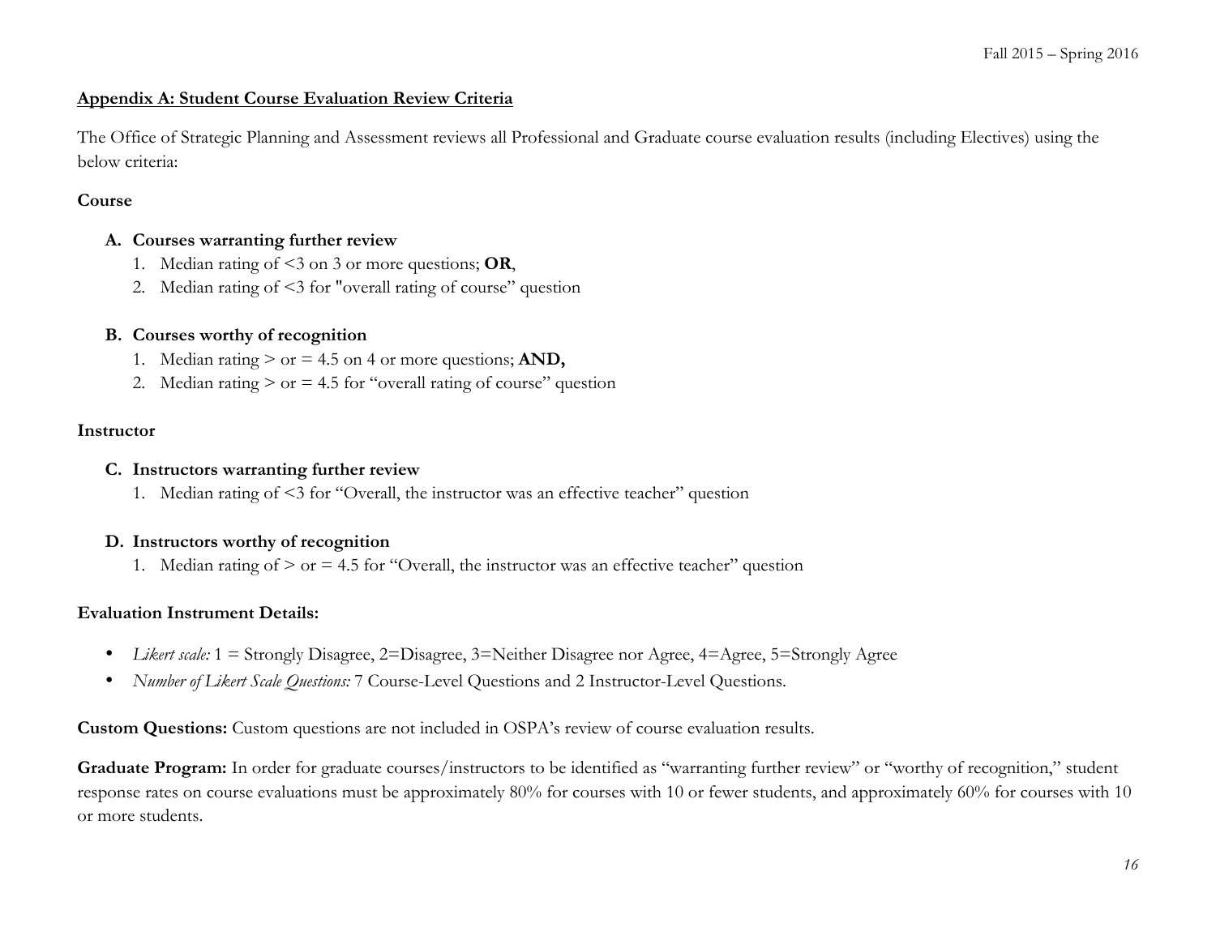## Appendix A: Student Course Evaluation Review Criteria

The Office of Strategic Planning and Assessment reviews all Professional and Graduate course evaluation results (including Electives) using the below criteria:

**Course**

**A. Courses warranting further review**

1. Median rating of <3 on 3 or more questions; **OR**,
2. Median rating of <3 for "overall rating of course" question

**B. Courses worthy of recognition**

1. Median rating > or = 4.5 on 4 or more questions; **AND,**
2. Median rating > or = 4.5 for "overall rating of course" question

**Instructor**

**C. Instructors warranting further review**

1. Median rating of <3 for "Overall, the instructor was an effective teacher" question

**D. Instructors worthy of recognition**

1. Median rating of > or = 4.5 for "Overall, the instructor was an effective teacher" question

**Evaluation Instrument Details:**

- *Likert scale:* 1 = Strongly Disagree, 2=Disagree, 3=Neither Disagree nor Agree, 4=Agree, 5=Strongly Agree
- *Number of Likert Scale Questions:* 7 Course-Level Questions and 2 Instructor-Level Questions.

**Custom Questions:** Custom questions are not included in OSPA's review of course evaluation results.

**Graduate Program:** In order for graduate courses/instructors to be identified as "warranting further review" or "worthy of recognition," student response rates on course evaluations must be approximately 80% for courses with 10 or fewer students, and approximately 60% for courses with 10 or more students.